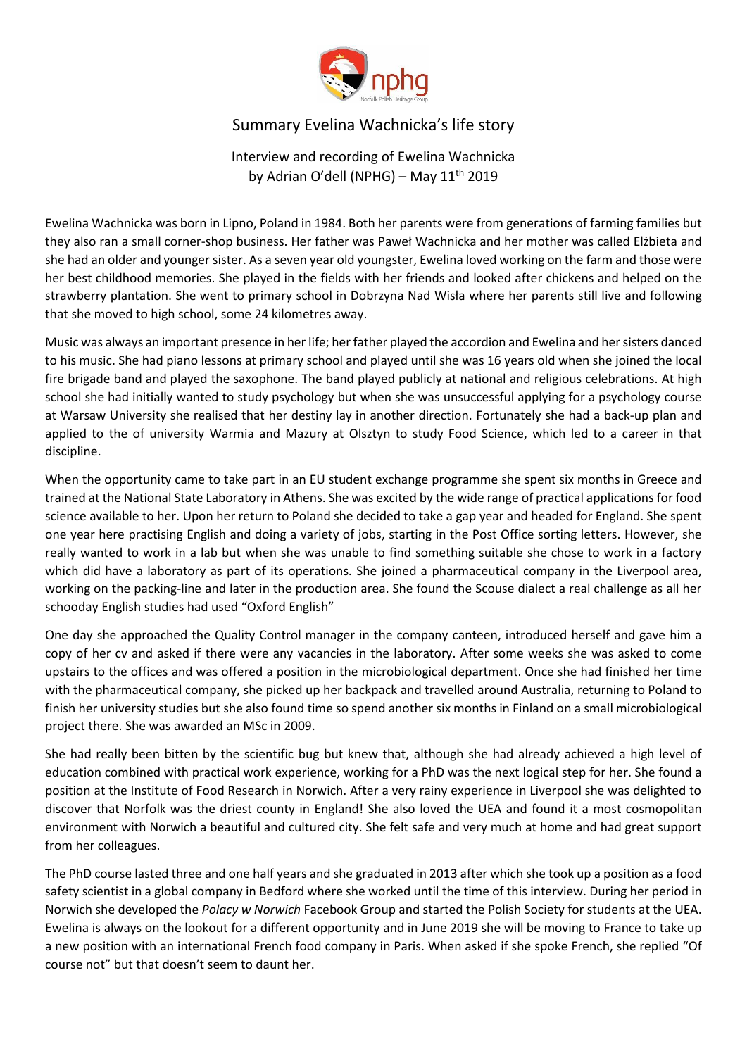# Summary Evelina Wachnicka's life story

Interview and recording of Ewelina Wachnicka
by Adrian O'dell (NPHG) – May 11th 2019

Ewelina Wachnicka was born in Lipno, Poland in 1984. Both her parents were from generations of farming families but they also ran a small corner-shop business. Her father was Paweł Wachnicka and her mother was called Elżbieta and she had an older and younger sister. As a seven year old youngster, Ewelina loved working on the farm and those were her best childhood memories. She played in the fields with her friends and looked after chickens and helped on the strawberry plantation. She went to primary school in Dobrzyna Nad Wisła where her parents still live and following that she moved to high school, some 24 kilometres away.

Music was always an important presence in her life; her father played the accordion and Ewelina and her sisters danced to his music. She had piano lessons at primary school and played until she was 16 years old when she joined the local fire brigade band and played the saxophone. The band played publicly at national and religious celebrations. At high school she had initially wanted to study psychology but when she was unsuccessful applying for a psychology course at Warsaw University she realised that her destiny lay in another direction. Fortunately she had a back-up plan and applied to the of university Warmia and Mazury at Olsztyn to study Food Science, which led to a career in that discipline.

When the opportunity came to take part in an EU student exchange programme she spent six months in Greece and trained at the National State Laboratory in Athens. She was excited by the wide range of practical applications for food science available to her. Upon her return to Poland she decided to take a gap year and headed for England. She spent one year here practising English and doing a variety of jobs, starting in the Post Office sorting letters. However, she really wanted to work in a lab but when she was unable to find something suitable she chose to work in a factory which did have a laboratory as part of its operations. She joined a pharmaceutical company in the Liverpool area, working on the packing-line and later in the production area. She found the Scouse dialect a real challenge as all her schooday English studies had used "Oxford English"

One day she approached the Quality Control manager in the company canteen, introduced herself and gave him a copy of her cv and asked if there were any vacancies in the laboratory. After some weeks she was asked to come upstairs to the offices and was offered a position in the microbiological department. Once she had finished her time with the pharmaceutical company, she picked up her backpack and travelled around Australia, returning to Poland to finish her university studies but she also found time so spend another six months in Finland on a small microbiological project there. She was awarded an MSc in 2009.

She had really been bitten by the scientific bug but knew that, although she had already achieved a high level of education combined with practical work experience, working for a PhD was the next logical step for her. She found a position at the Institute of Food Research in Norwich. After a very rainy experience in Liverpool she was delighted to discover that Norfolk was the driest county in England! She also loved the UEA and found it a most cosmopolitan environment with Norwich a beautiful and cultured city. She felt safe and very much at home and had great support from her colleagues.

The PhD course lasted three and one half years and she graduated in 2013 after which she took up a position as a food safety scientist in a global company in Bedford where she worked until the time of this interview. During her period in Norwich she developed the *Polacy w Norwich* Facebook Group and started the Polish Society for students at the UEA. Ewelina is always on the lookout for a different opportunity and in June 2019 she will be moving to France to take up a new position with an international French food company in Paris. When asked if she spoke French, she replied "Of course not" but that doesn't seem to daunt her.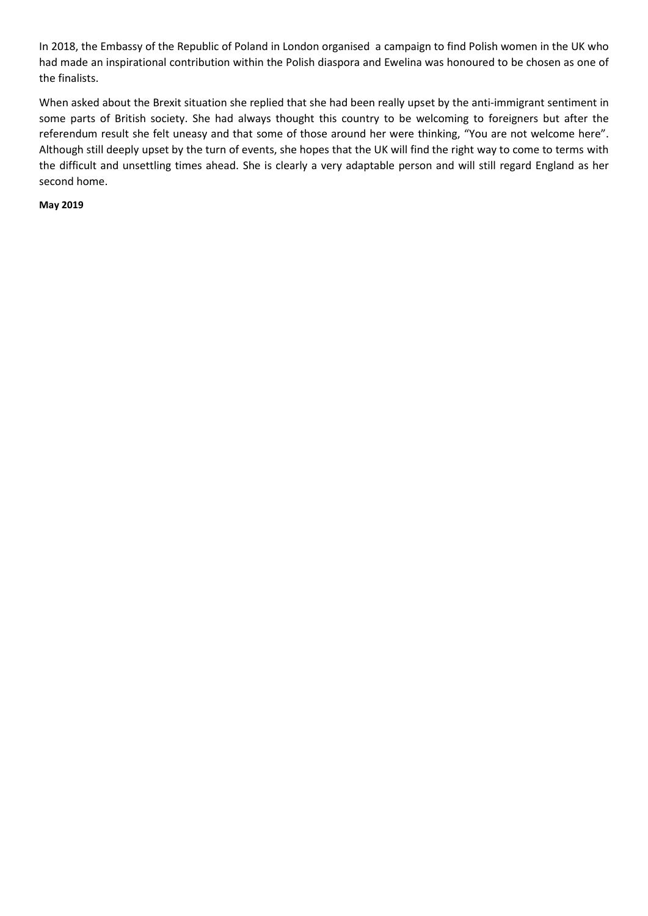In 2018, the Embassy of the Republic of Poland in London organised a campaign to find Polish women in the UK who had made an inspirational contribution within the Polish diaspora and Ewelina was honoured to be chosen as one of the finalists.

When asked about the Brexit situation she replied that she had been really upset by the anti-immigrant sentiment in some parts of British society. She had always thought this country to be welcoming to foreigners but after the referendum result she felt uneasy and that some of those around her were thinking, "You are not welcome here". Although still deeply upset by the turn of events, she hopes that the UK will find the right way to come to terms with the difficult and unsettling times ahead. She is clearly a very adaptable person and will still regard England as her second home.

**May 2019**